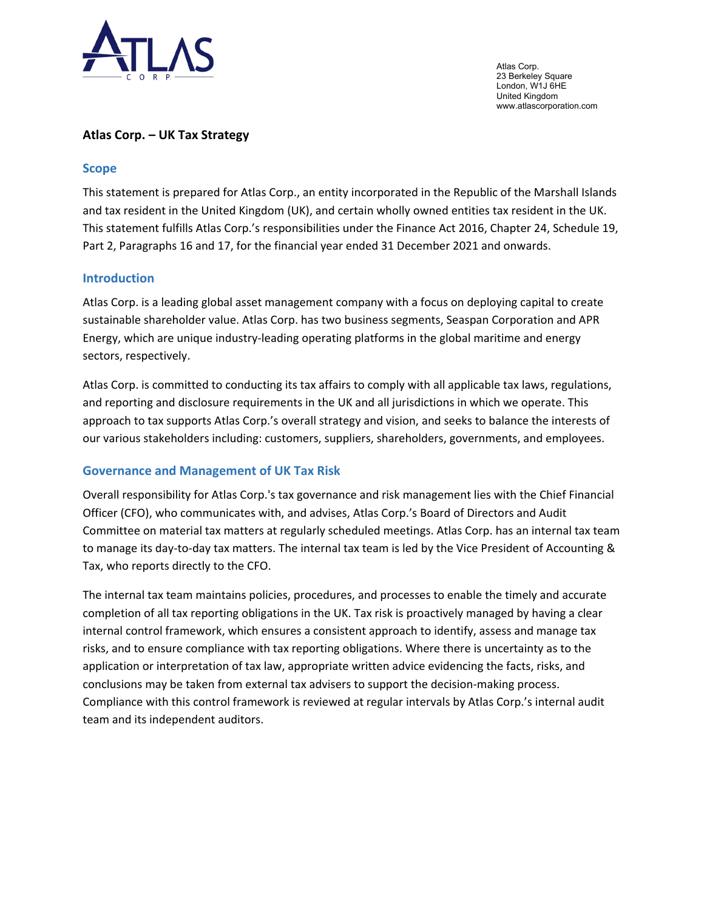Atlas Corp.
23 Berkeley Square
London, W1J 6HE
United Kingdom
www.atlascorporation.com

**Atlas Corp. – UK Tax Strategy**

## Scope

This statement is prepared for Atlas Corp., an entity incorporated in the Republic of the Marshall Islands and tax resident in the United Kingdom (UK), and certain wholly owned entities tax resident in the UK. This statement fulfills Atlas Corp.'s responsibilities under the Finance Act 2016, Chapter 24, Schedule 19, Part 2, Paragraphs 16 and 17, for the financial year ended 31 December 2021 and onwards.

## Introduction

Atlas Corp. is a leading global asset management company with a focus on deploying capital to create sustainable shareholder value. Atlas Corp. has two business segments, Seaspan Corporation and APR Energy, which are unique industry-leading operating platforms in the global maritime and energy sectors, respectively.

Atlas Corp. is committed to conducting its tax affairs to comply with all applicable tax laws, regulations, and reporting and disclosure requirements in the UK and all jurisdictions in which we operate. This approach to tax supports Atlas Corp.'s overall strategy and vision, and seeks to balance the interests of our various stakeholders including: customers, suppliers, shareholders, governments, and employees.

## Governance and Management of UK Tax Risk

Overall responsibility for Atlas Corp.'s tax governance and risk management lies with the Chief Financial Officer (CFO), who communicates with, and advises, Atlas Corp.'s Board of Directors and Audit Committee on material tax matters at regularly scheduled meetings. Atlas Corp. has an internal tax team to manage its day-to-day tax matters. The internal tax team is led by the Vice President of Accounting & Tax, who reports directly to the CFO.

The internal tax team maintains policies, procedures, and processes to enable the timely and accurate completion of all tax reporting obligations in the UK. Tax risk is proactively managed by having a clear internal control framework, which ensures a consistent approach to identify, assess and manage tax risks, and to ensure compliance with tax reporting obligations. Where there is uncertainty as to the application or interpretation of tax law, appropriate written advice evidencing the facts, risks, and conclusions may be taken from external tax advisers to support the decision-making process. Compliance with this control framework is reviewed at regular intervals by Atlas Corp.'s internal audit team and its independent auditors.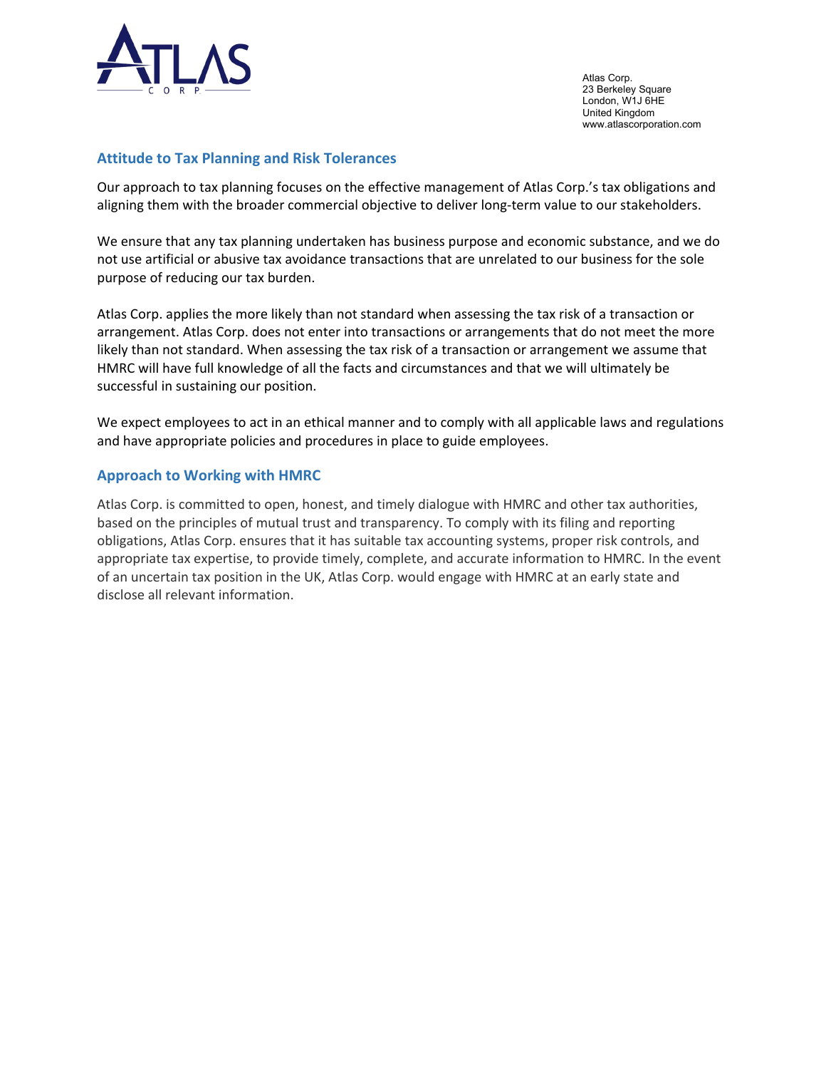Atlas Corp.
23 Berkeley Square
London, W1J 6HE
United Kingdom
www.atlascorporation.com

## Attitude to Tax Planning and Risk Tolerances

Our approach to tax planning focuses on the effective management of Atlas Corp.'s tax obligations and aligning them with the broader commercial objective to deliver long-term value to our stakeholders.

We ensure that any tax planning undertaken has business purpose and economic substance, and we do not use artificial or abusive tax avoidance transactions that are unrelated to our business for the sole purpose of reducing our tax burden.

Atlas Corp. applies the more likely than not standard when assessing the tax risk of a transaction or arrangement. Atlas Corp. does not enter into transactions or arrangements that do not meet the more likely than not standard. When assessing the tax risk of a transaction or arrangement we assume that HMRC will have full knowledge of all the facts and circumstances and that we will ultimately be successful in sustaining our position.

We expect employees to act in an ethical manner and to comply with all applicable laws and regulations and have appropriate policies and procedures in place to guide employees.

## Approach to Working with HMRC

Atlas Corp. is committed to open, honest, and timely dialogue with HMRC and other tax authorities, based on the principles of mutual trust and transparency. To comply with its filing and reporting obligations, Atlas Corp. ensures that it has suitable tax accounting systems, proper risk controls, and appropriate tax expertise, to provide timely, complete, and accurate information to HMRC. In the event of an uncertain tax position in the UK, Atlas Corp. would engage with HMRC at an early state and disclose all relevant information.